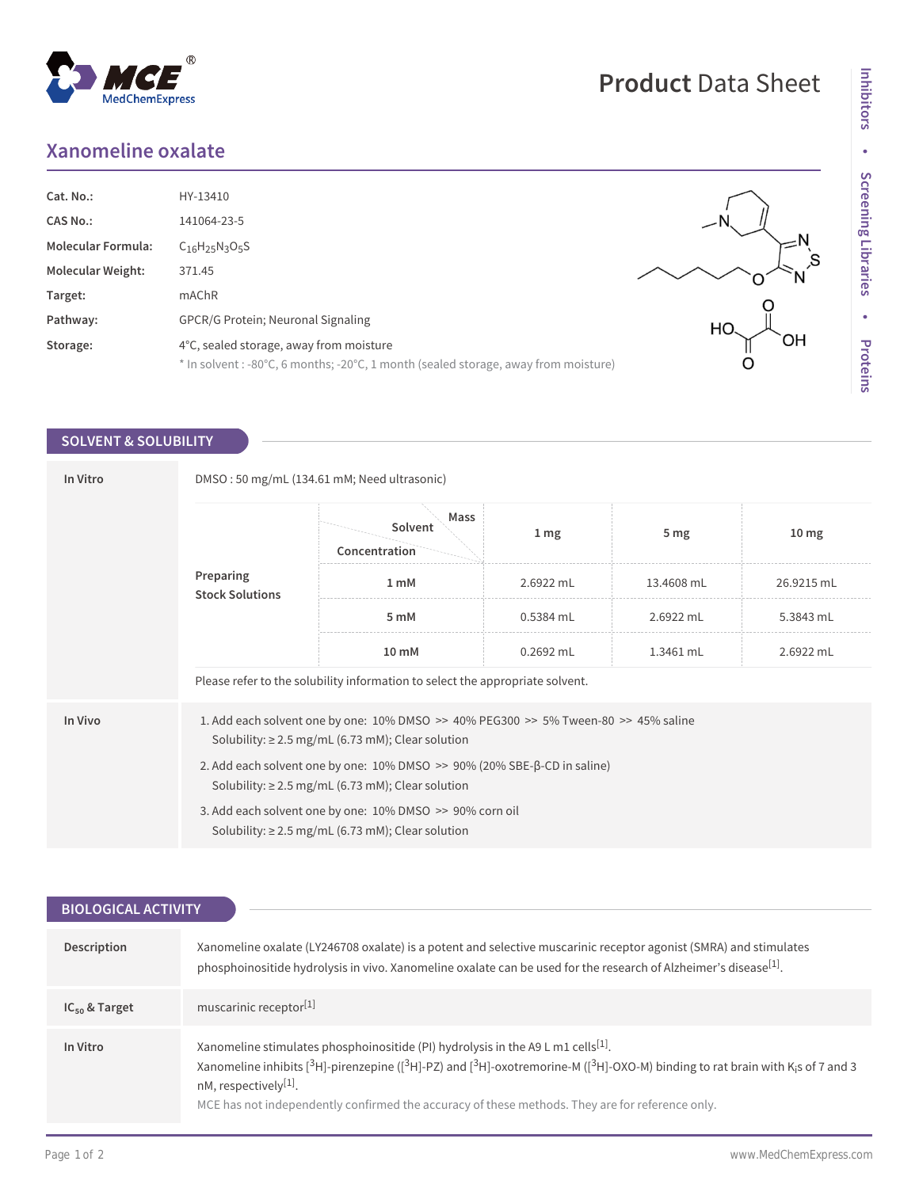# Product Data Sheet

## Xanomeline oxalate

| | |
|---|---|
| **Cat. No.:** | HY-13410 |
| **CAS No.:** | 141064-23-5 |
| **Molecular Formula:** | $C_{16}H_{25}N_3O_5S$ |
| **Molecular Weight:** | 371.45 |
| **Target:** | mAChR |
| **Pathway:** | GPCR/G Protein; Neuronal Signaling |
| **Storage:** | 4°C, sealed storage, away from moisture<br>* In solvent : -80°C, 6 months; -20°C, 1 month (sealed storage, away from moisture) |

## SOLVENT & SOLUBILITY

**In Vitro**

DMSO : 50 mg/mL (134.61 mM; Need ultrasonic)

**Preparing Stock Solutions**

| Concentration \ Solvent \ Mass | 1 mg | 5 mg | 10 mg |
|---|---|---|---|
| 1 mM | 2.6922 mL | 13.4608 mL | 26.9215 mL |
| 5 mM | 0.5384 mL | 2.6922 mL | 5.3843 mL |
| 10 mM | 0.2692 mL | 1.3461 mL | 2.6922 mL |

Please refer to the solubility information to select the appropriate solvent.

**In Vivo**

1. Add each solvent one by one: 10% DMSO >> 40% PEG300 >> 5% Tween-80 >> 45% saline
   Solubility: ≥ 2.5 mg/mL (6.73 mM); Clear solution
2. Add each solvent one by one: 10% DMSO >> 90% (20% SBE-β-CD in saline)
   Solubility: ≥ 2.5 mg/mL (6.73 mM); Clear solution
3. Add each solvent one by one: 10% DMSO >> 90% corn oil
   Solubility: ≥ 2.5 mg/mL (6.73 mM); Clear solution

## BIOLOGICAL ACTIVITY

**Description**

Xanomeline oxalate (LY246708 oxalate) is a potent and selective muscarinic receptor agonist (SMRA) and stimulates phosphoinositide hydrolysis in vivo. Xanomeline oxalate can be used for the research of Alzheimer's disease[1].

**$IC_{50}$ & Target**

muscarinic receptor[1]

**In Vitro**

Xanomeline stimulates phosphoinositide (PI) hydrolysis in the A9 L m1 cells[1].

Xanomeline inhibits [$^3$H]-pirenzepine ([$^3$H]-PZ) and [$^3$H]-oxotremorine-M ([$^3$H]-OXO-M) binding to rat brain with $K_i$s of 7 and 3 nM, respectively[1].

MCE has not independently confirmed the accuracy of these methods. They are for reference only.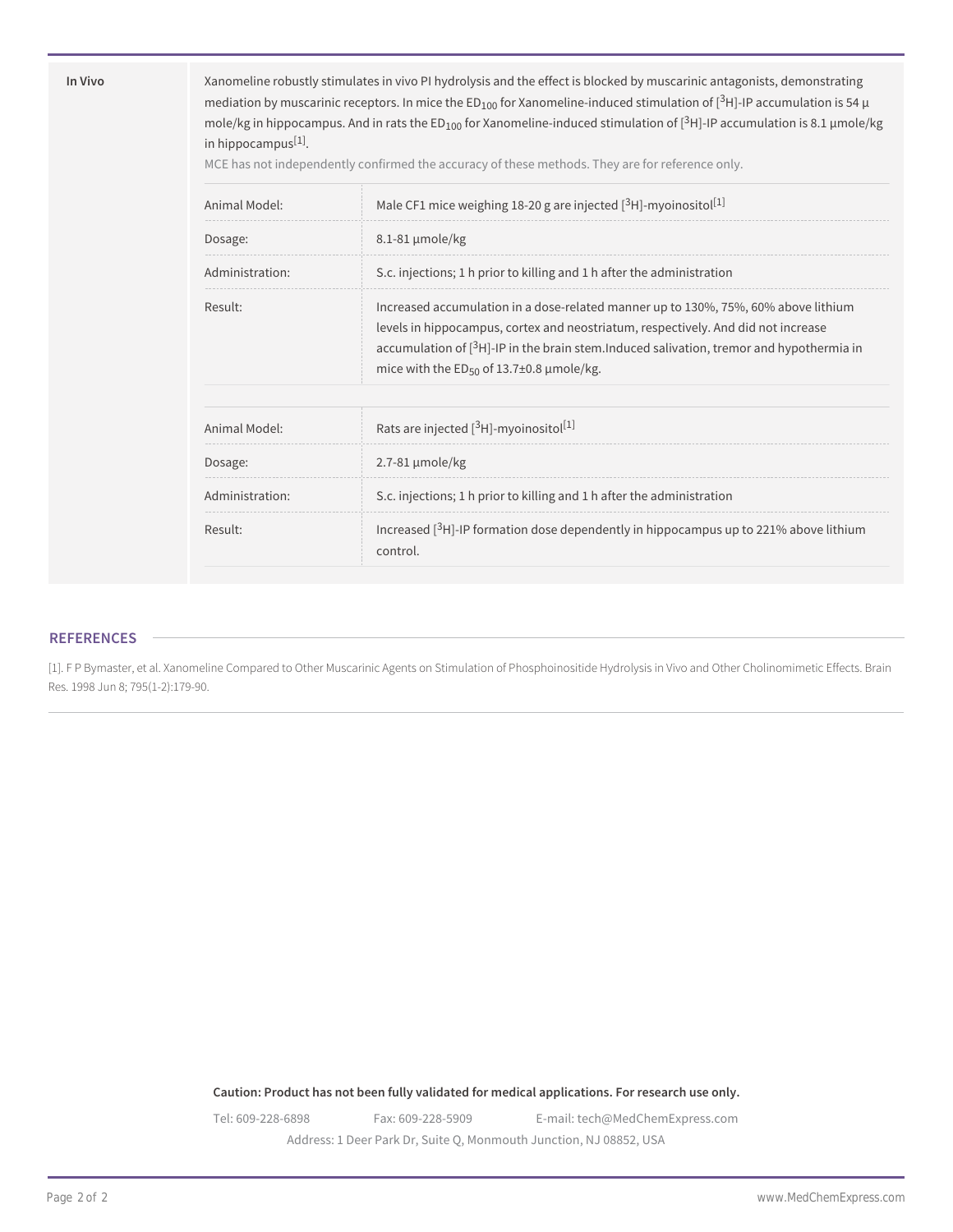**In Vivo**

Xanomeline robustly stimulates in vivo PI hydrolysis and the effect is blocked by muscarinic antagonists, demonstrating mediation by muscarinic receptors. In mice the $ED_{100}$ for Xanomeline-induced stimulation of [$^{3}$H]-IP accumulation is 54 μ mole/kg in hippocampus. And in rats the $ED_{100}$ for Xanomeline-induced stimulation of [$^{3}$H]-IP accumulation is 8.1 μmole/kg in hippocampus[1].

MCE has not independently confirmed the accuracy of these methods. They are for reference only.

| | |
|---|---|
| Animal Model: | Male CF1 mice weighing 18-20 g are injected [$^{3}$H]-myoinositol[1] |
| Dosage: | 8.1-81 μmole/kg |
| Administration: | S.c. injections; 1 h prior to killing and 1 h after the administration |
| Result: | Increased accumulation in a dose-related manner up to 130%, 75%, 60% above lithium levels in hippocampus, cortex and neostriatum, respectively. And did not increase accumulation of [$^{3}$H]-IP in the brain stem.Induced salivation, tremor and hypothermia in mice with the $ED_{50}$ of 13.7±0.8 μmole/kg. |

| | |
|---|---|
| Animal Model: | Rats are injected [$^{3}$H]-myoinositol[1] |
| Dosage: | 2.7-81 μmole/kg |
| Administration: | S.c. injections; 1 h prior to killing and 1 h after the administration |
| Result: | Increased [$^{3}$H]-IP formation dose dependently in hippocampus up to 221% above lithium control. |

## REFERENCES

[1]. F P Bymaster, et al. Xanomeline Compared to Other Muscarinic Agents on Stimulation of Phosphoinositide Hydrolysis in Vivo and Other Cholinomimetic Effects. Brain Res. 1998 Jun 8; 795(1-2):179-90.

**Caution: Product has not been fully validated for medical applications. For research use only.**

Tel: 609-228-6898 Fax: 609-228-5909 E-mail: tech@MedChemExpress.com

Address: 1 Deer Park Dr, Suite Q, Monmouth Junction, NJ 08852, USA